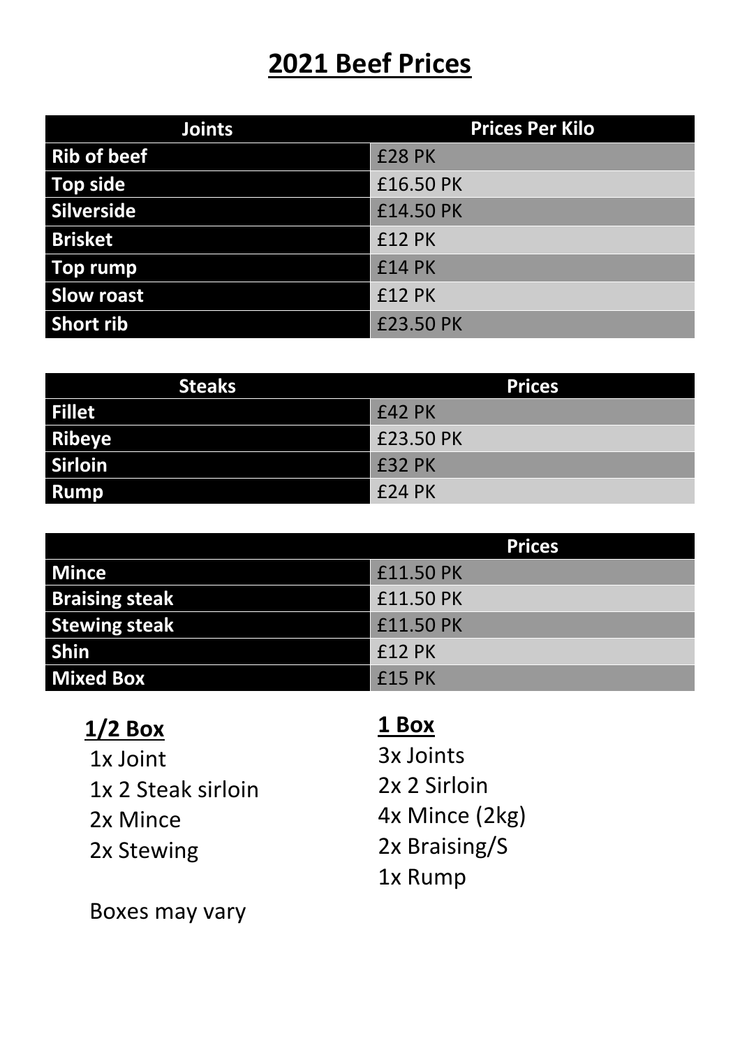# 2021 Beef Prices

| Joints | Prices Per Kilo |
|---|---|
| Rib of beef | £28 PK |
| Top side | £16.50 PK |
| Silverside | £14.50 PK |
| Brisket | £12 PK |
| Top rump | £14 PK |
| Slow roast | £12 PK |
| Short rib | £23.50 PK |

| Steaks | Prices |
|---|---|
| Fillet | £42 PK |
| Ribeye | £23.50 PK |
| Sirloin | £32 PK |
| Rump | £24 PK |

| | Prices |
|---|---|
| Mince | £11.50 PK |
| Braising steak | £11.50 PK |
| Stewing steak | £11.50 PK |
| Shin | £12 PK |
| Mixed Box | £15 PK |

**1/2 Box**

1x Joint
1x 2 Steak sirloin
2x Mince
2x Stewing

Boxes may vary

**1 Box**

3x Joints
2x 2 Sirloin
4x Mince (2kg)
2x Braising/S
1x Rump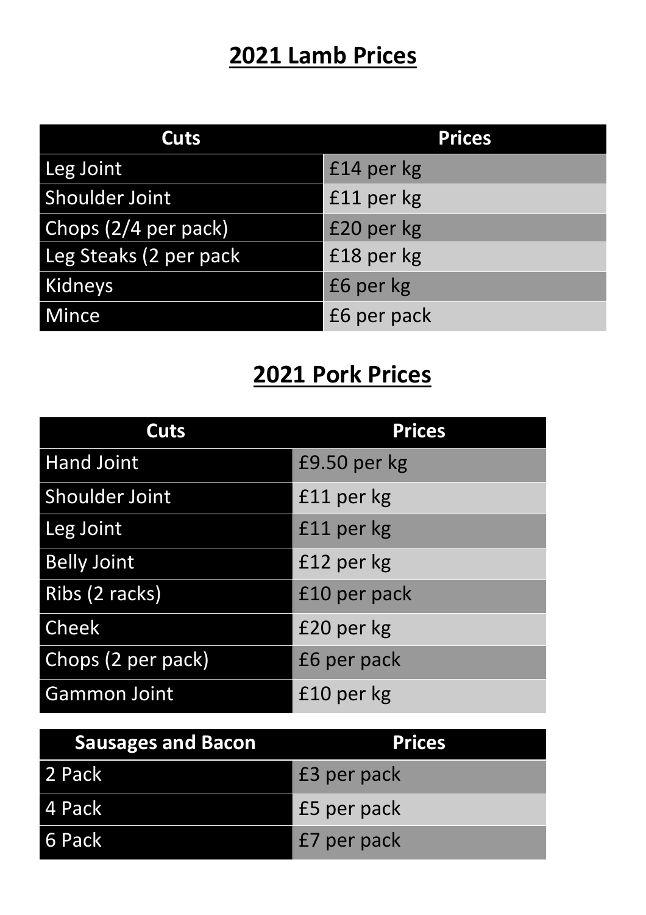# 2021 Lamb Prices

| Cuts | Prices |
|---|---|
| Leg Joint | £14 per kg |
| Shoulder Joint | £11 per kg |
| Chops (2/4 per pack) | £20 per kg |
| Leg Steaks (2 per pack | £18 per kg |
| Kidneys | £6 per kg |
| Mince | £6 per pack |

# 2021 Pork Prices

| Cuts | Prices |
|---|---|
| Hand Joint | £9.50 per kg |
| Shoulder Joint | £11 per kg |
| Leg Joint | £11 per kg |
| Belly Joint | £12 per kg |
| Ribs (2 racks) | £10 per pack |
| Cheek | £20 per kg |
| Chops (2 per pack) | £6 per pack |
| Gammon Joint | £10 per kg |

| Sausages and Bacon | Prices |
|---|---|
| 2 Pack | £3 per pack |
| 4 Pack | £5 per pack |
| 6 Pack | £7 per pack |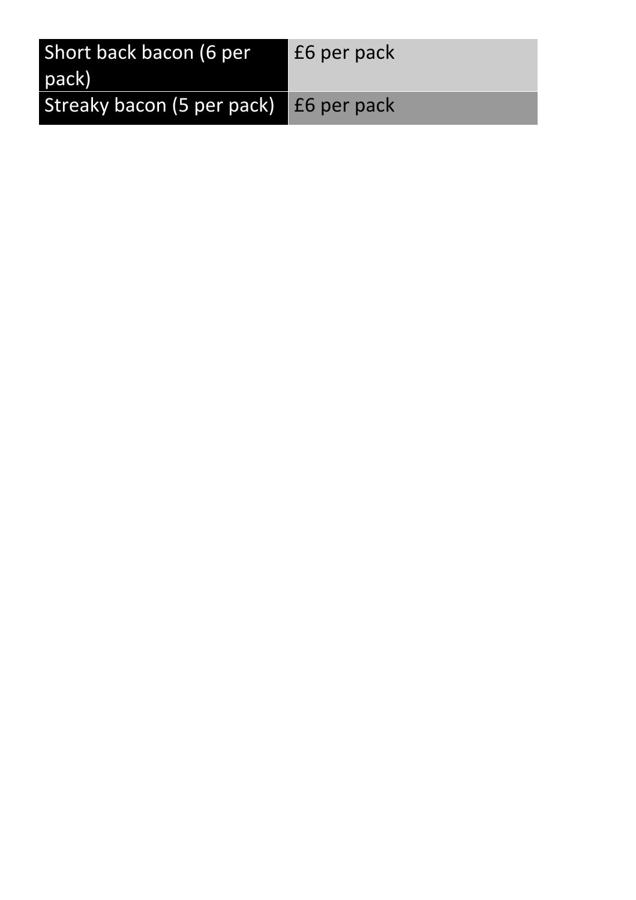| | |
|---|---|
| Short back bacon (6 per pack) | £6 per pack |
| Streaky bacon (5 per pack) | £6 per pack |